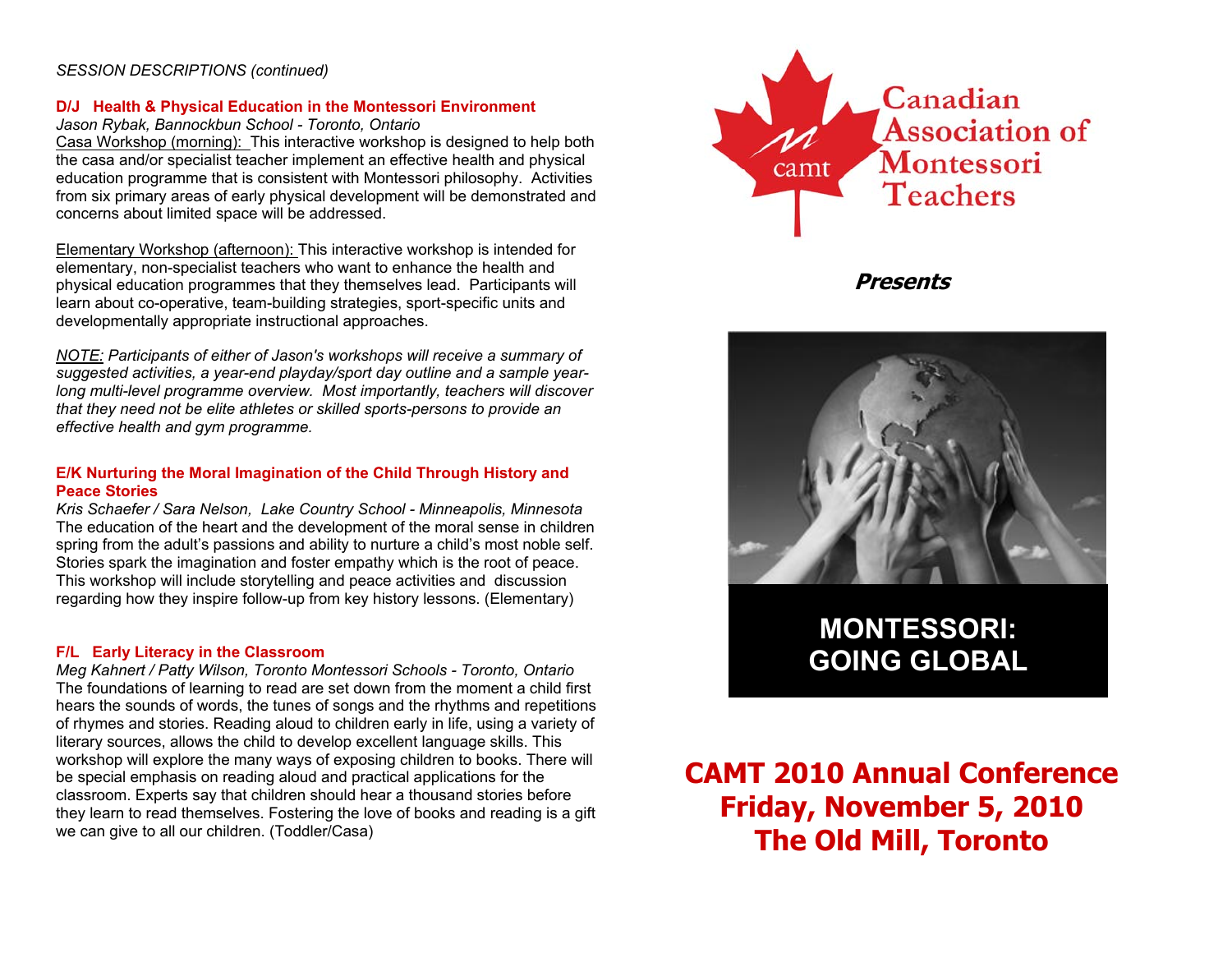*SESSION DESCRIPTIONS (continued)*

### D/J Health & Physical Education in the Montessori Environment

*Jason Rybak, Bannockbun School - Toronto, Ontario*

Casa Workshop (morning): This interactive workshop is designed to help both the casa and/or specialist teacher implement an effective health and physical education programme that is consistent with Montessori philosophy. Activities from six primary areas of early physical development will be demonstrated and concerns about limited space will be addressed.

Elementary Workshop (afternoon): This interactive workshop is intended for elementary, non-specialist teachers who want to enhance the health and physical education programmes that they themselves lead. Participants will learn about co-operative, team-building strategies, sport-specific units and developmentally appropriate instructional approaches.

*NOTE: Participants of either of Jason's workshops will receive a summary of suggested activities, a year-end playday/sport day outline and a sample year-long multi-level programme overview. Most importantly, teachers will discover that they need not be elite athletes or skilled sports-persons to provide an effective health and gym programme.*

### E/K Nurturing the Moral Imagination of the Child Through History and Peace Stories

*Kris Schaefer / Sara Nelson, Lake Country School - Minneapolis, Minnesota*

The education of the heart and the development of the moral sense in children spring from the adult's passions and ability to nurture a child's most noble self. Stories spark the imagination and foster empathy which is the root of peace. This workshop will include storytelling and peace activities and discussion regarding how they inspire follow-up from key history lessons. (Elementary)

### F/L Early Literacy in the Classroom

*Meg Kahnert / Patty Wilson, Toronto Montessori Schools - Toronto, Ontario*

The foundations of learning to read are set down from the moment a child first hears the sounds of words, the tunes of songs and the rhythms and repetitions of rhymes and stories. Reading aloud to children early in life, using a variety of literary sources, allows the child to develop excellent language skills. This workshop will explore the many ways of exposing children to books. There will be special emphasis on reading aloud and practical applications for the classroom. Experts say that children should hear a thousand stories before they learn to read themselves. Fostering the love of books and reading is a gift we can give to all our children. (Toddler/Casa)

camt

Canadian Association of Montessori Teachers

***Presents***

## MONTESSORI: GOING GLOBAL

# CAMT 2010 Annual Conference
# Friday, November 5, 2010
# The Old Mill, Toronto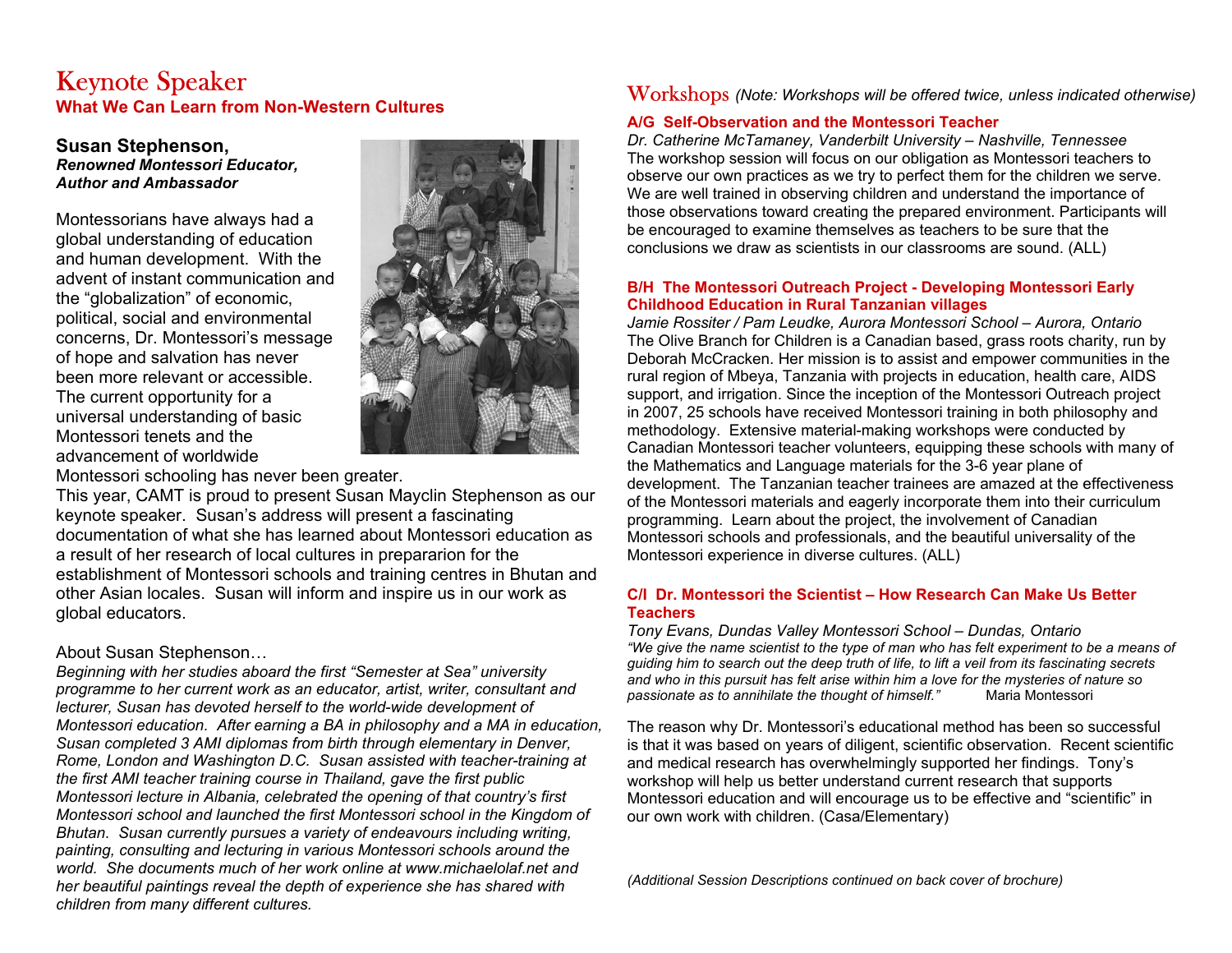# Keynote Speaker

## What We Can Learn from Non-Western Cultures

**Susan Stephenson,**
***Renowned Montessori Educator, Author and Ambassador***

Montessorians have always had a global understanding of education and human development. With the advent of instant communication and the "globalization" of economic, political, social and environmental concerns, Dr. Montessori's message of hope and salvation has never been more relevant or accessible. The current opportunity for a universal understanding of basic Montessori tenets and the advancement of worldwide Montessori schooling has never been greater.

This year, CAMT is proud to present Susan Mayclin Stephenson as our keynote speaker. Susan's address will present a fascinating documentation of what she has learned about Montessori education as a result of her research of local cultures in prepararion for the establishment of Montessori schools and training centres in Bhutan and other Asian locales. Susan will inform and inspire us in our work as global educators.

About Susan Stephenson…

*Beginning with her studies aboard the first "Semester at Sea" university programme to her current work as an educator, artist, writer, consultant and lecturer, Susan has devoted herself to the world-wide development of Montessori education. After earning a BA in philosophy and a MA in education, Susan completed 3 AMI diplomas from birth through elementary in Denver, Rome, London and Washington D.C. Susan assisted with teacher-training at the first AMI teacher training course in Thailand, gave the first public Montessori lecture in Albania, celebrated the opening of that country's first Montessori school and launched the first Montessori school in the Kingdom of Bhutan. Susan currently pursues a variety of endeavours including writing, painting, consulting and lecturing in various Montessori schools around the world. She documents much of her work online at www.michaelolaf.net and her beautiful paintings reveal the depth of experience she has shared with children from many different cultures.*

# Workshops *(Note: Workshops will be offered twice, unless indicated otherwise)*

### A/G Self-Observation and the Montessori Teacher

*Dr. Catherine McTamaney, Vanderbilt University – Nashville, Tennessee*

The workshop session will focus on our obligation as Montessori teachers to observe our own practices as we try to perfect them for the children we serve. We are well trained in observing children and understand the importance of those observations toward creating the prepared environment. Participants will be encouraged to examine themselves as teachers to be sure that the conclusions we draw as scientists in our classrooms are sound. (ALL)

### B/H The Montessori Outreach Project - Developing Montessori Early Childhood Education in Rural Tanzanian villages

*Jamie Rossiter / Pam Leudke, Aurora Montessori School – Aurora, Ontario*

The Olive Branch for Children is a Canadian based, grass roots charity, run by Deborah McCracken. Her mission is to assist and empower communities in the rural region of Mbeya, Tanzania with projects in education, health care, AIDS support, and irrigation. Since the inception of the Montessori Outreach project in 2007, 25 schools have received Montessori training in both philosophy and methodology. Extensive material-making workshops were conducted by Canadian Montessori teacher volunteers, equipping these schools with many of the Mathematics and Language materials for the 3-6 year plane of development. The Tanzanian teacher trainees are amazed at the effectiveness of the Montessori materials and eagerly incorporate them into their curriculum programming. Learn about the project, the involvement of Canadian Montessori schools and professionals, and the beautiful universality of the Montessori experience in diverse cultures. (ALL)

### C/I Dr. Montessori the Scientist – How Research Can Make Us Better Teachers

*Tony Evans, Dundas Valley Montessori School – Dundas, Ontario*

*"We give the name scientist to the type of man who has felt experiment to be a means of guiding him to search out the deep truth of life, to lift a veil from its fascinating secrets and who in this pursuit has felt arise within him a love for the mysteries of nature so passionate as to annihilate the thought of himself."* Maria Montessori

The reason why Dr. Montessori's educational method has been so successful is that it was based on years of diligent, scientific observation. Recent scientific and medical research has overwhelmingly supported her findings. Tony's workshop will help us better understand current research that supports Montessori education and will encourage us to be effective and "scientific" in our own work with children. (Casa/Elementary)

*(Additional Session Descriptions continued on back cover of brochure)*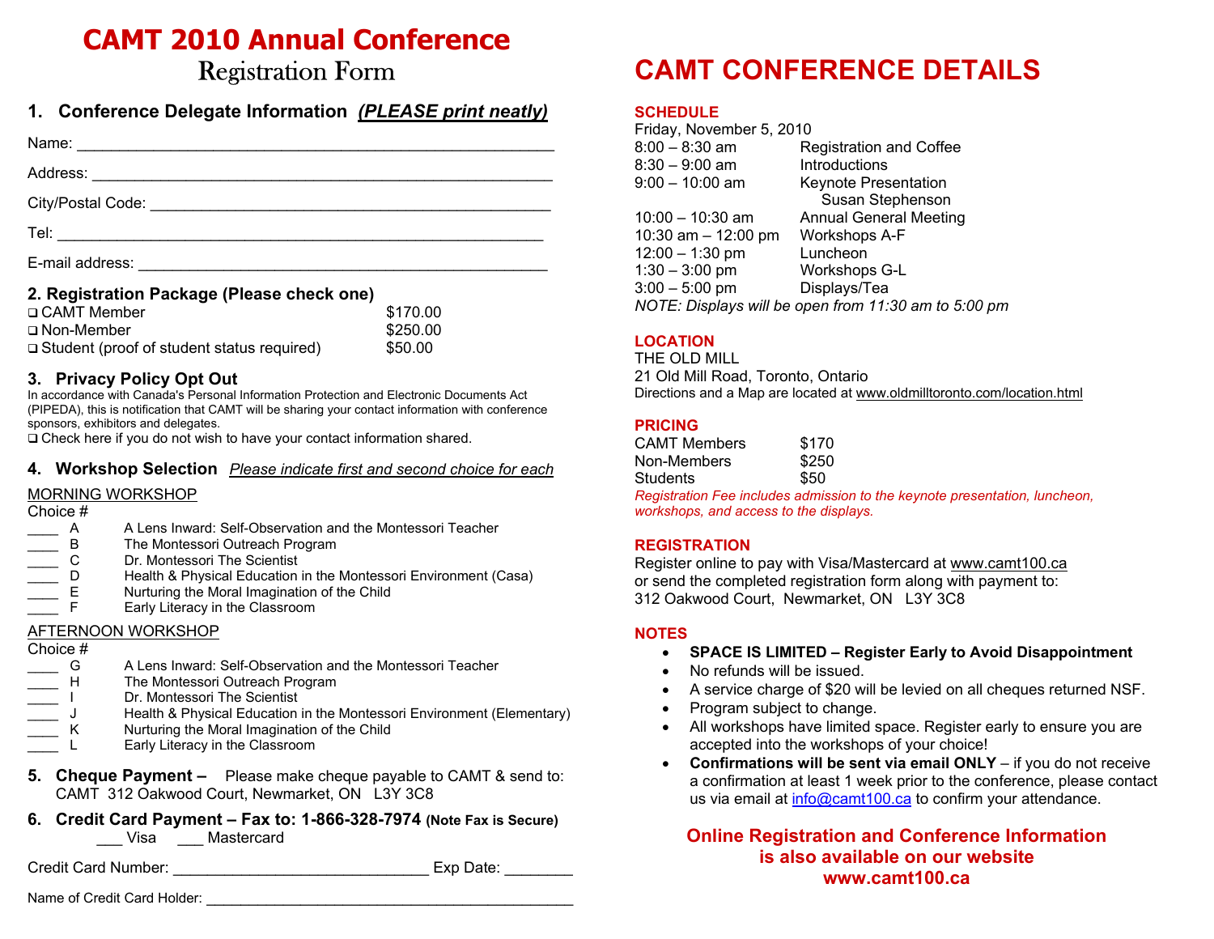# CAMT 2010 Annual Conference

## Registration Form

### 1. Conference Delegate Information *(PLEASE print neatly)*

Name: ____________________________________________________________

Address: __________________________________________________________

City/Postal Code: __________________________________________________

Tel: ______________________________________________________________

E-mail address: ____________________________________________________

### 2. Registration Package (Please check one)

| | |
|---|---|
| ❑ CAMT Member | $170.00 |
| ❑ Non-Member | $250.00 |
| ❑ Student (proof of student status required) | $50.00 |

### 3. Privacy Policy Opt Out

In accordance with Canada's Personal Information Protection and Electronic Documents Act (PIPEDA), this is notification that CAMT will be sharing your contact information with conference sponsors, exhibitors and delegates.

❑ Check here if you do not wish to have your contact information shared.

### 4. Workshop Selection *Please indicate first and second choice for each*

MORNING WORKSHOP

Choice #

- ____ A A Lens Inward: Self-Observation and the Montessori Teacher
- ____ B The Montessori Outreach Program
- ____ C Dr. Montessori The Scientist
- ____ D Health & Physical Education in the Montessori Environment (Casa)
- ____ E Nurturing the Moral Imagination of the Child
- ____ F Early Literacy in the Classroom

AFTERNOON WORKSHOP

Choice #

- ____ G A Lens Inward: Self-Observation and the Montessori Teacher
- ____ H The Montessori Outreach Program
- ____ I Dr. Montessori The Scientist
- ____ J Health & Physical Education in the Montessori Environment (Elementary)
- ____ K Nurturing the Moral Imagination of the Child
- ____ L Early Literacy in the Classroom

### 5. Cheque Payment – Please make cheque payable to CAMT & send to:

CAMT 312 Oakwood Court, Newmarket, ON L3Y 3C8

### 6. Credit Card Payment – Fax to: 1-866-328-7974 (Note Fax is Secure)

___ Visa ___ Mastercard

Credit Card Number: ______________________________ Exp Date: ________

Name of Credit Card Holder: ___________________________________________

# CAMT CONFERENCE DETAILS

## SCHEDULE

Friday, November 5, 2010

| | |
|---|---|
| 8:00 – 8:30 am | Registration and Coffee |
| 8:30 – 9:00 am | Introductions |
| 9:00 – 10:00 am | Keynote Presentation Susan Stephenson |
| 10:00 – 10:30 am | Annual General Meeting |
| 10:30 am – 12:00 pm | Workshops A-F |
| 12:00 – 1:30 pm | Luncheon |
| 1:30 – 3:00 pm | Workshops G-L |
| 3:00 – 5:00 pm | Displays/Tea |

*NOTE: Displays will be open from 11:30 am to 5:00 pm*

## LOCATION

THE OLD MILL

21 Old Mill Road, Toronto, Ontario

Directions and a Map are located at www.oldmilltoronto.com/location.html

## PRICING

| | |
|---|---|
| CAMT Members | $170 |
| Non-Members | $250 |
| Students | $50 |

*Registration Fee includes admission to the keynote presentation, luncheon, workshops, and access to the displays.*

## REGISTRATION

Register online to pay with Visa/Mastercard at www.camt100.ca or send the completed registration form along with payment to:
312 Oakwood Court, Newmarket, ON L3Y 3C8

## NOTES

- **SPACE IS LIMITED – Register Early to Avoid Disappointment**
- No refunds will be issued.
- A service charge of $20 will be levied on all cheques returned NSF.
- Program subject to change.
- All workshops have limited space. Register early to ensure you are accepted into the workshops of your choice!
- **Confirmations will be sent via email ONLY** – if you do not receive a confirmation at least 1 week prior to the conference, please contact us via email at info@camt100.ca to confirm your attendance.

**Online Registration and Conference Information is also available on our website www.camt100.ca**